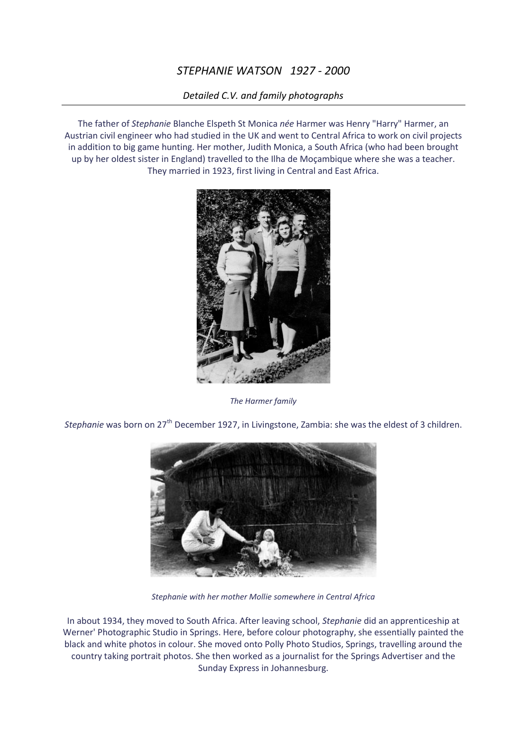# *STEPHANIE WATSON 1927 - 2000*

*Detailed C.V. and family photographs*

The father of *Stephanie* Blanche Elspeth St Monica *née* Harmer was Henry "Harry" Harmer, an Austrian civil engineer who had studied in the UK and went to Central Africa to work on civil projects in addition to big game hunting. Her mother, Judith Monica, a South Africa (who had been brought up by her oldest sister in England) travelled to the Ilha de Moçambique where she was a teacher. They married in 1923, first living in Central and East Africa.

*The Harmer family*

*Stephanie* was born on 27th December 1927, in Livingstone, Zambia: she was the eldest of 3 children.

*Stephanie with her mother Mollie somewhere in Central Africa*

In about 1934, they moved to South Africa. After leaving school, *Stephanie* did an apprenticeship at Werner' Photographic Studio in Springs. Here, before colour photography, she essentially painted the black and white photos in colour. She moved onto Polly Photo Studios, Springs, travelling around the country taking portrait photos. She then worked as a journalist for the Springs Advertiser and the Sunday Express in Johannesburg.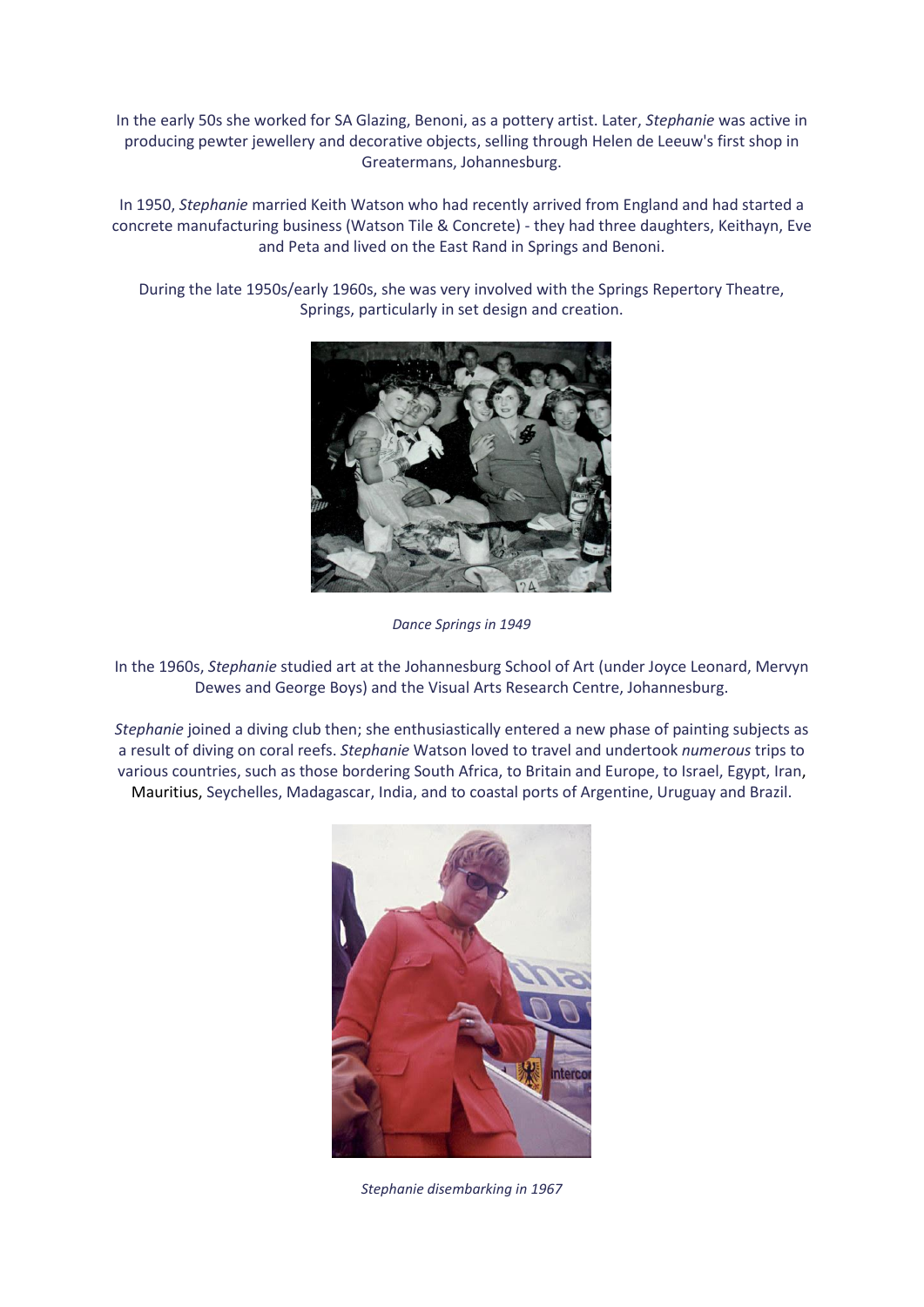In the early 50s she worked for SA Glazing, Benoni, as a pottery artist. Later, *Stephanie* was active in producing pewter jewellery and decorative objects, selling through Helen de Leeuw's first shop in Greatermans, Johannesburg.

In 1950, *Stephanie* married Keith Watson who had recently arrived from England and had started a concrete manufacturing business (Watson Tile & Concrete) - they had three daughters, Keithayn, Eve and Peta and lived on the East Rand in Springs and Benoni.

During the late 1950s/early 1960s, she was very involved with the Springs Repertory Theatre, Springs, particularly in set design and creation.

*Dance Springs in 1949*

In the 1960s, *Stephanie* studied art at the Johannesburg School of Art (under Joyce Leonard, Mervyn Dewes and George Boys) and the Visual Arts Research Centre, Johannesburg.

*Stephanie* joined a diving club then; she enthusiastically entered a new phase of painting subjects as a result of diving on coral reefs. *Stephanie* Watson loved to travel and undertook *numerous* trips to various countries, such as those bordering South Africa, to Britain and Europe, to Israel, Egypt, Iran, Mauritius, Seychelles, Madagascar, India, and to coastal ports of Argentine, Uruguay and Brazil.

*Stephanie disembarking in 1967*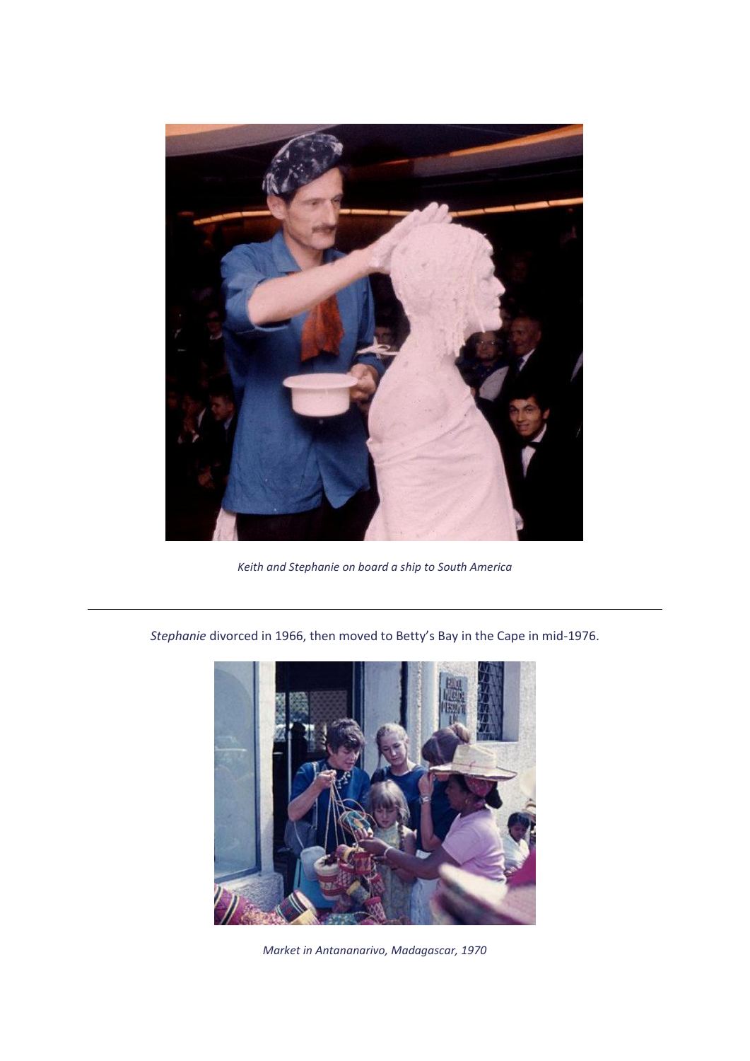*Keith and Stephanie on board a ship to South America*

---

*Stephanie* divorced in 1966, then moved to Betty's Bay in the Cape in mid-1976.

*Market in Antananarivo, Madagascar, 1970*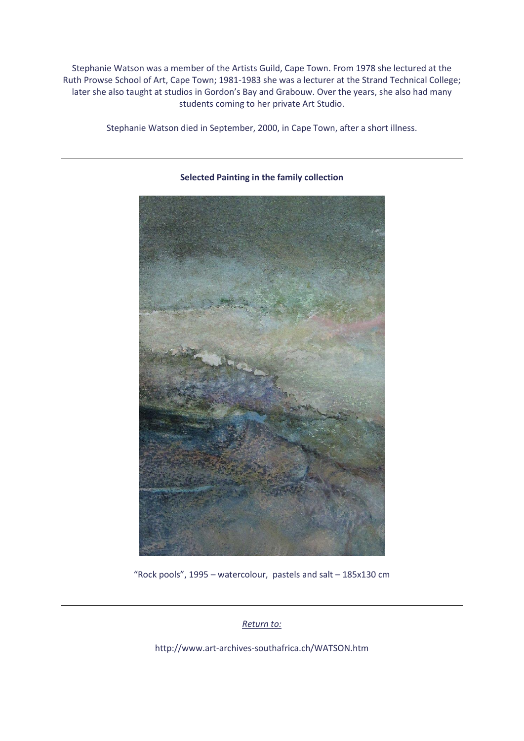Stephanie Watson was a member of the Artists Guild, Cape Town. From 1978 she lectured at the Ruth Prowse School of Art, Cape Town; 1981-1983 she was a lecturer at the Strand Technical College; later she also taught at studios in Gordon's Bay and Grabouw. Over the years, she also had many students coming to her private Art Studio.

Stephanie Watson died in September, 2000, in Cape Town, after a short illness.

---

**Selected Painting in the family collection**

"Rock pools", 1995 – watercolour, pastels and salt – 185x130 cm

---

*Return to:*

http://www.art-archives-southafrica.ch/WATSON.htm